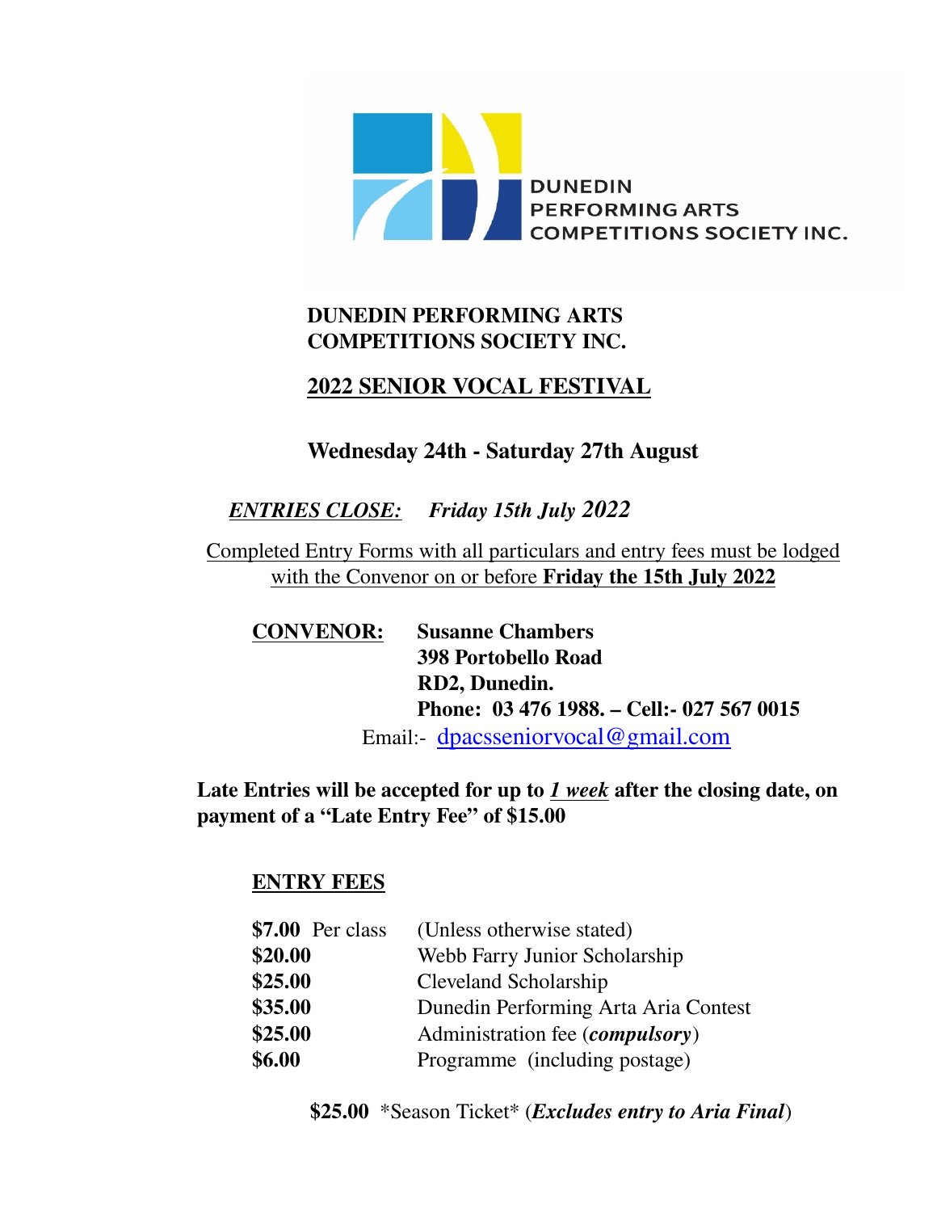DUNEDIN PERFORMING ARTS COMPETITIONS SOCIETY INC.

# DUNEDIN PERFORMING ARTS COMPETITIONS SOCIETY INC.

## 2022 SENIOR VOCAL FESTIVAL

### Wednesday 24th - Saturday 27th August

***ENTRIES CLOSE:*** ***Friday 15th July 2022***

Completed Entry Forms with all particulars and entry fees must be lodged with the Convenor on or before **Friday the 15th July 2022**

**CONVENOR:** **Susanne Chambers**
**398 Portobello Road**
**RD2, Dunedin.**
**Phone: 03 476 1988. – Cell:- 027 567 0015**
Email:- dpacsseniorvocal@gmail.com

**Late Entries will be accepted for up to *1 week* after the closing date, on payment of a "Late Entry Fee" of $15.00**

**ENTRY FEES**

| | |
|---|---|
| **$7.00** Per class | (Unless otherwise stated) |
| **$20.00** | Webb Farry Junior Scholarship |
| **$25.00** | Cleveland Scholarship |
| **$35.00** | Dunedin Performing Arta Aria Contest |
| **$25.00** | Administration fee (***compulsory***) |
| **$6.00** | Programme (including postage) |

**$25.00** *Season Ticket* (***Excludes entry to Aria Final***)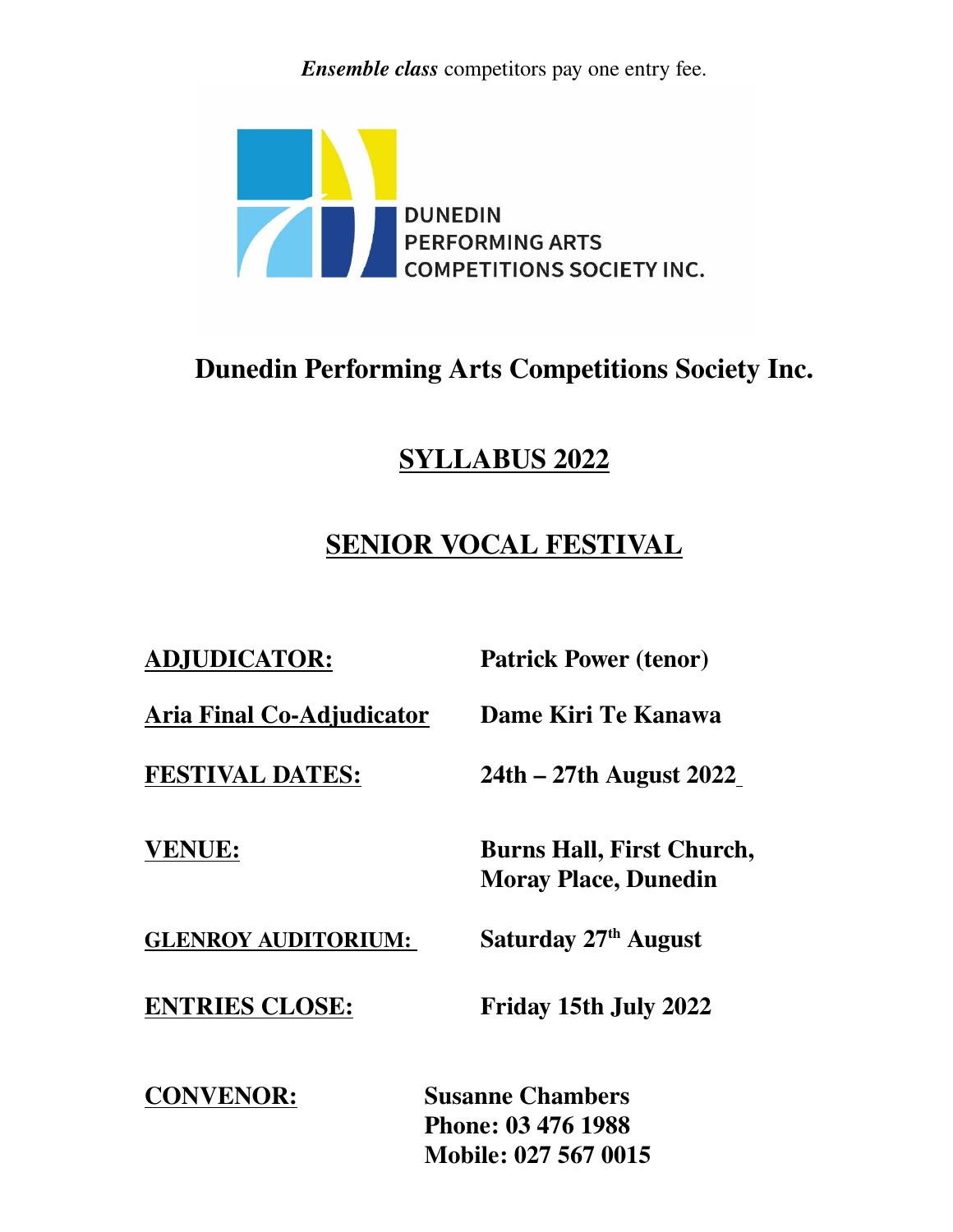***Ensemble class*** competitors pay one entry fee.

DUNEDIN
PERFORMING ARTS
COMPETITIONS SOCIETY INC.

# Dunedin Performing Arts Competitions Society Inc.

## SYLLABUS 2022

## SENIOR VOCAL FESTIVAL

**ADJUDICATOR:** **Patrick Power (tenor)**

**Aria Final Co-Adjudicator** **Dame Kiri Te Kanawa**

**FESTIVAL DATES:** **24th – 27th August 2022**

**VENUE:** **Burns Hall, First Church, Moray Place, Dunedin**

**GLENROY AUDITORIUM:** **Saturday 27th August**

**ENTRIES CLOSE:** **Friday 15th July 2022**

**CONVENOR:** **Susanne Chambers**
**Phone: 03 476 1988**
**Mobile: 027 567 0015**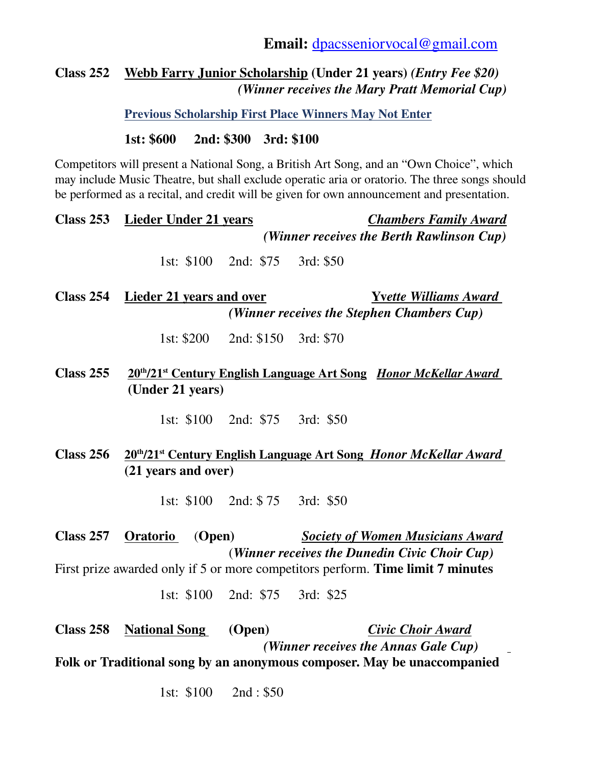**Email:** dpacsseniorvocal@gmail.com

**Class 252** **Webb Farry Junior Scholarship (Under 21 years)** ***(Entry Fee $20)***
***(Winner receives the Mary Pratt Memorial Cup)***

**Previous Scholarship First Place Winners May Not Enter**

**1st: $600 2nd: $300 3rd: $100**

Competitors will present a National Song, a British Art Song, and an "Own Choice", which may include Music Theatre, but shall exclude operatic aria or oratorio. The three songs should be performed as a recital, and credit will be given for own announcement and presentation.

**Class 253** **Lieder Under 21 years** ***Chambers Family Award***
***(Winner receives the Berth Rawlinson Cup)***

1st: $100 2nd: $75 3rd: $50

**Class 254** **Lieder 21 years and over** ***Yvette Williams Award***
***(Winner receives the Stephen Chambers Cup)***

1st: $200 2nd: $150 3rd: $70

**Class 255** **20th/21st Century English Language Art Song** ***Honor McKellar Award***
**(Under 21 years)**

1st: $100 2nd: $75 3rd: $50

**Class 256** **20th/21st Century English Language Art Song** ***Honor McKellar Award***
**(21 years and over)**

1st: $100 2nd: $ 75 3rd: $50

**Class 257** **Oratorio** **(Open)** ***Society of Women Musicians Award***
***(Winner receives the Dunedin Civic Choir Cup)***

First prize awarded only if 5 or more competitors perform. **Time limit 7 minutes**

1st: $100 2nd: $75 3rd: $25

**Class 258** **National Song** **(Open)** ***Civic Choir Award***
***(Winner receives the Annas Gale Cup)***

**Folk or Traditional song by an anonymous composer. May be unaccompanied**

1st: $100 2nd : $50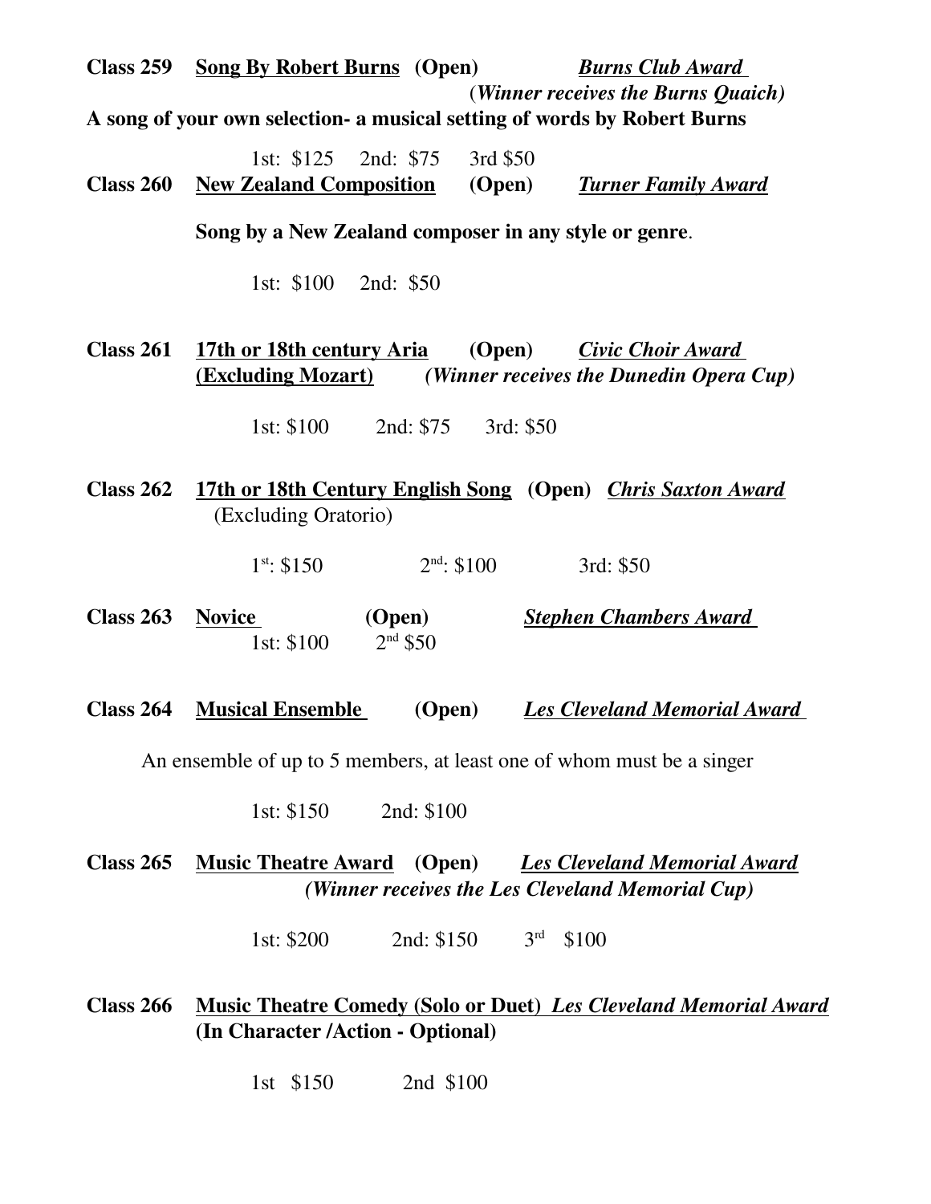**Class 259** **Song By Robert Burns** **(Open)** ***Burns Club Award***
**(*Winner receives the Burns Quaich*)**

**A song of your own selection- a musical setting of words by Robert Burns**

1st: $125 2nd: $75 3rd $50

**Class 260** **New Zealand Composition** **(Open)** ***Turner Family Award***

**Song by a New Zealand composer in any style or genre**.

1st: $100 2nd: $50

**Class 261** **17th or 18th century Aria** **(Open)** ***Civic Choir Award***
**(Excluding Mozart)** ***(Winner receives the Dunedin Opera Cup)***

1st: $100 2nd: $75 3rd: $50

**Class 262** **17th or 18th Century English Song** **(Open)** ***Chris Saxton Award***
(Excluding Oratorio)

1st: $150 2nd: $100 3rd: $50

**Class 263** **Novice** **(Open)** ***Stephen Chambers Award***
1st: $100 2nd $50

**Class 264** **Musical Ensemble** **(Open)** ***Les Cleveland Memorial Award***

An ensemble of up to 5 members, at least one of whom must be a singer

1st: $150 2nd: $100

**Class 265** **Music Theatre Award** **(Open)** ***Les Cleveland Memorial Award***
***(Winner receives the Les Cleveland Memorial Cup)***

1st: $200 2nd: $150 3rd $100

**Class 266** **Music Theatre Comedy (Solo or Duet)** ***Les Cleveland Memorial Award***
**(In Character /Action - Optional)**

1st $150 2nd $100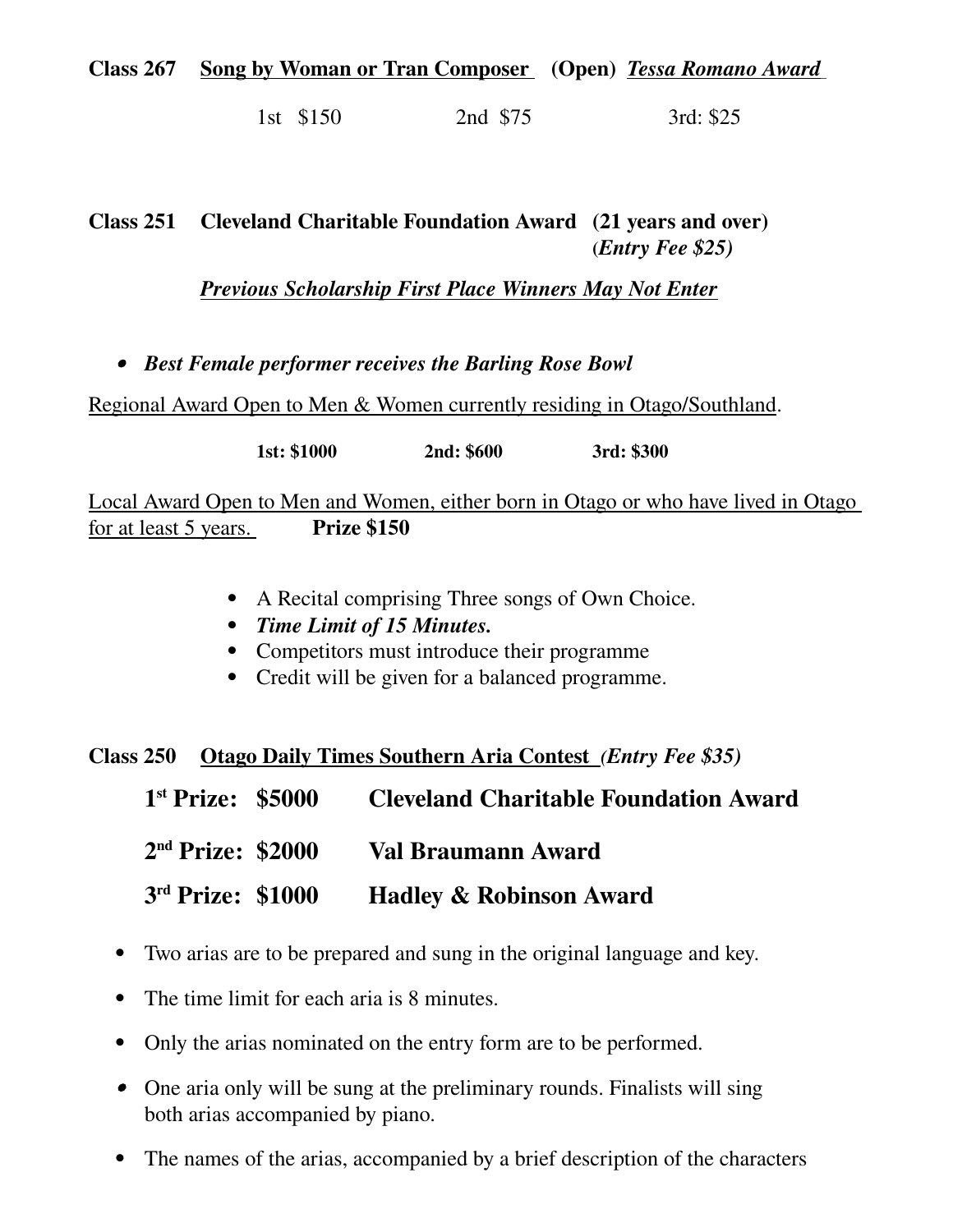**Class 267 Song by Woman or Tran Composer (Open)** ***Tessa Romano Award***

1st $150 2nd $75 3rd: $25

**Class 251 Cleveland Charitable Foundation Award (21 years and over)**
**(*Entry Fee $25)***

***Previous Scholarship First Place Winners May Not Enter***

- ***Best Female performer receives the Barling Rose Bowl***

Regional Award Open to Men & Women currently residing in Otago/Southland.

**1st: $1000 2nd: $600 3rd: $300**

Local Award Open to Men and Women, either born in Otago or who have lived in Otago for at least 5 years. **Prize $150**

- A Recital comprising Three songs of Own Choice.
- ***Time Limit of 15 Minutes.***
- Competitors must introduce their programme
- Credit will be given for a balanced programme.

**Class 250 Otago Daily Times Southern Aria Contest** ***(Entry Fee $35)***

**1st Prize: $5000 Cleveland Charitable Foundation Award**

**2nd Prize: $2000 Val Braumann Award**

**3rd Prize: $1000 Hadley & Robinson Award**

- Two arias are to be prepared and sung in the original language and key.
- The time limit for each aria is 8 minutes.
- Only the arias nominated on the entry form are to be performed.
- One aria only will be sung at the preliminary rounds. Finalists will sing both arias accompanied by piano.
- The names of the arias, accompanied by a brief description of the characters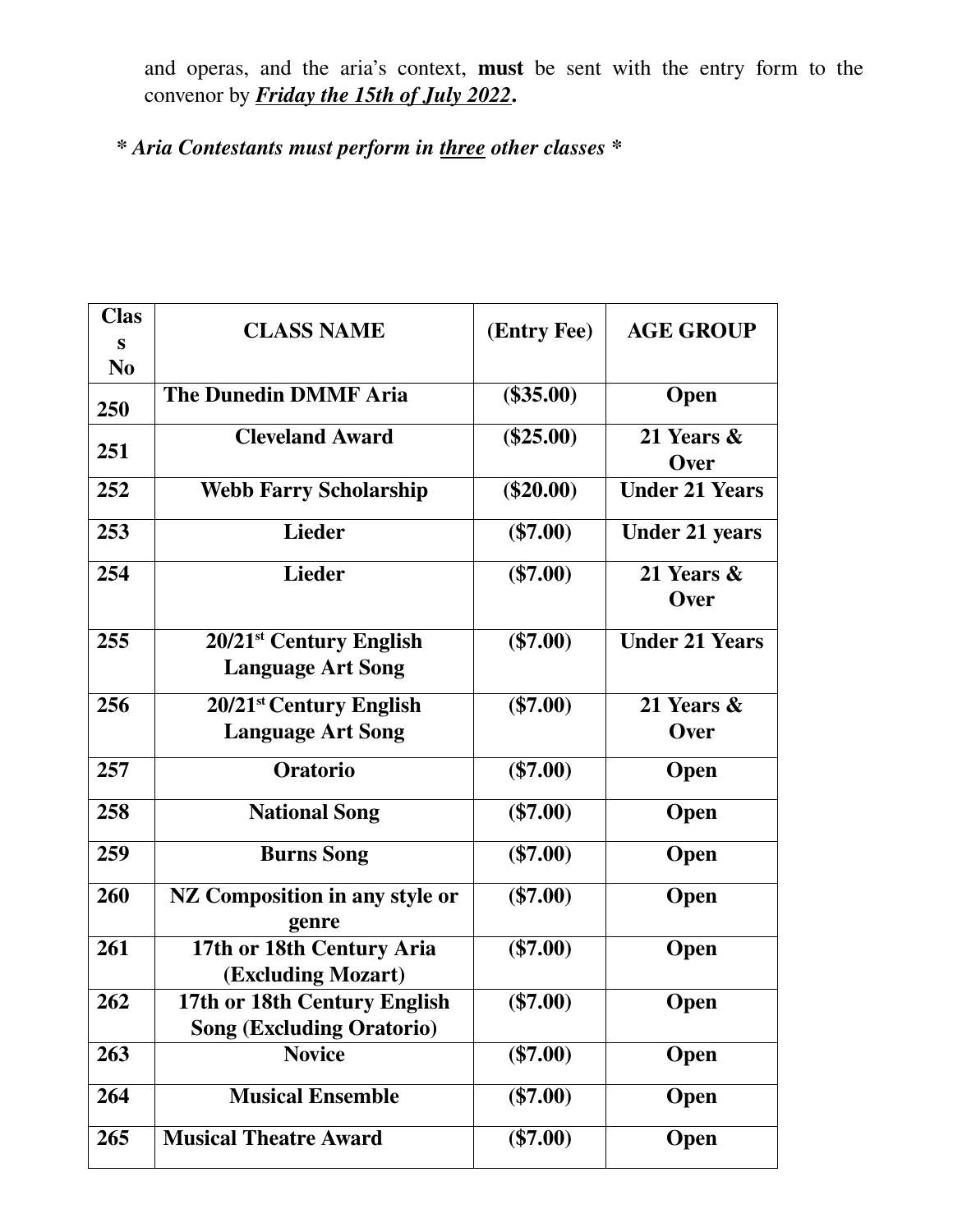and operas, and the aria's context, **must** be sent with the entry form to the convenor by ***Friday the 15th of July 2022*.**

***\* Aria Contestants must perform in three other classes \****

| Class No | CLASS NAME | (Entry Fee) | AGE GROUP |
|---|---|---|---|
| 250 | **The Dunedin DMMF Aria** | **($35.00)** | **Open** |
| 251 | **Cleveland Award** | **($25.00)** | **21 Years & Over** |
| 252 | **Webb Farry Scholarship** | **($20.00)** | **Under 21 Years** |
| 253 | **Lieder** | **($7.00)** | **Under 21 years** |
| 254 | **Lieder** | **($7.00)** | **21 Years & Over** |
| 255 | **20/21st Century English Language Art Song** | **($7.00)** | **Under 21 Years** |
| 256 | **20/21st Century English Language Art Song** | **($7.00)** | **21 Years & Over** |
| 257 | **Oratorio** | **($7.00)** | **Open** |
| 258 | **National Song** | **($7.00)** | **Open** |
| 259 | **Burns Song** | **($7.00)** | **Open** |
| 260 | **NZ Composition in any style or genre** | **($7.00)** | **Open** |
| 261 | **17th or 18th Century Aria (Excluding Mozart)** | **($7.00)** | **Open** |
| 262 | **17th or 18th Century English Song (Excluding Oratorio)** | **($7.00)** | **Open** |
| 263 | **Novice** | **($7.00)** | **Open** |
| 264 | **Musical Ensemble** | **($7.00)** | **Open** |
| 265 | **Musical Theatre Award** | **($7.00)** | **Open** |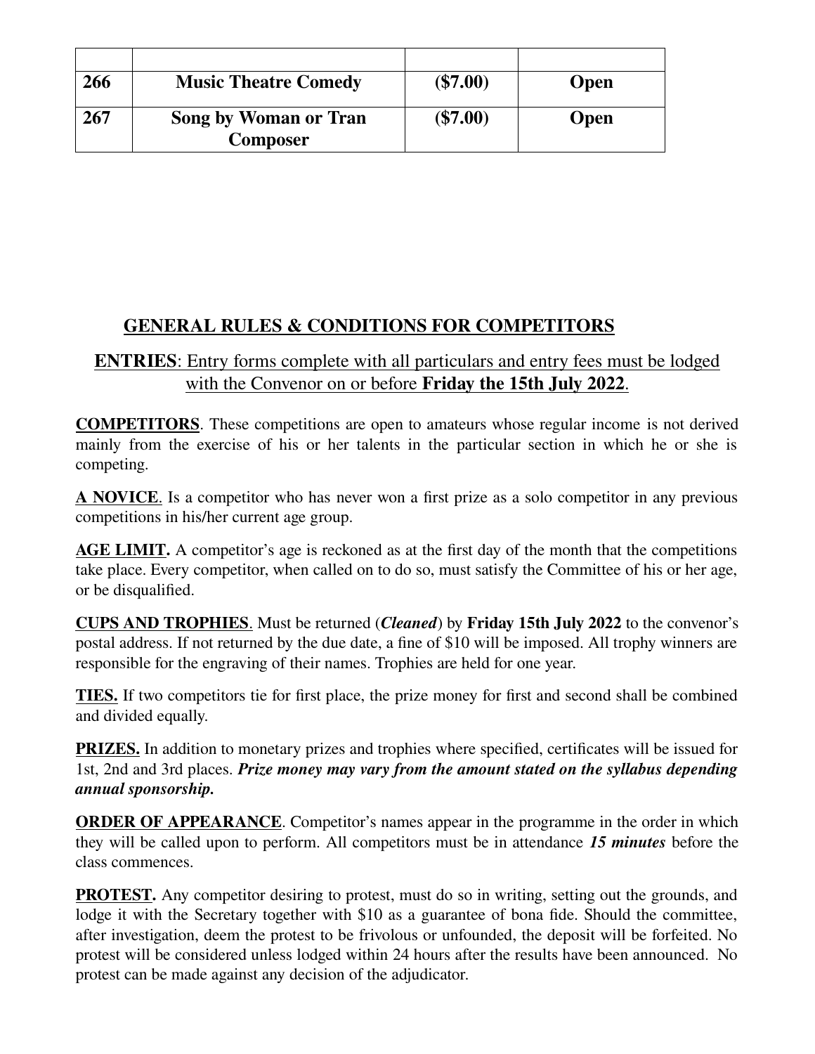| | | | |
|---|---|---|---|
| **266** | **Music Theatre Comedy** | **($7.00)** | **Open** |
| **267** | **Song by Woman or Tran Composer** | **($7.00)** | **Open** |

## GENERAL RULES & CONDITIONS FOR COMPETITORS

**ENTRIES**: Entry forms complete with all particulars and entry fees must be lodged with the Convenor on or before **Friday the 15th July 2022**.

**COMPETITORS**. These competitions are open to amateurs whose regular income is not derived mainly from the exercise of his or her talents in the particular section in which he or she is competing.

**A NOVICE**. Is a competitor who has never won a first prize as a solo competitor in any previous competitions in his/her current age group.

**AGE LIMIT.** A competitor's age is reckoned as at the first day of the month that the competitions take place. Every competitor, when called on to do so, must satisfy the Committee of his or her age, or be disqualified.

**CUPS AND TROPHIES**. Must be returned (***Cleaned***) by **Friday 15th July 2022** to the convenor's postal address. If not returned by the due date, a fine of $10 will be imposed. All trophy winners are responsible for the engraving of their names. Trophies are held for one year.

**TIES.** If two competitors tie for first place, the prize money for first and second shall be combined and divided equally.

**PRIZES.** In addition to monetary prizes and trophies where specified, certificates will be issued for 1st, 2nd and 3rd places. ***Prize money may vary from the amount stated on the syllabus depending annual sponsorship.***

**ORDER OF APPEARANCE**. Competitor's names appear in the programme in the order in which they will be called upon to perform. All competitors must be in attendance ***15 minutes*** before the class commences.

**PROTEST.** Any competitor desiring to protest, must do so in writing, setting out the grounds, and lodge it with the Secretary together with $10 as a guarantee of bona fide. Should the committee, after investigation, deem the protest to be frivolous or unfounded, the deposit will be forfeited. No protest will be considered unless lodged within 24 hours after the results have been announced. No protest can be made against any decision of the adjudicator.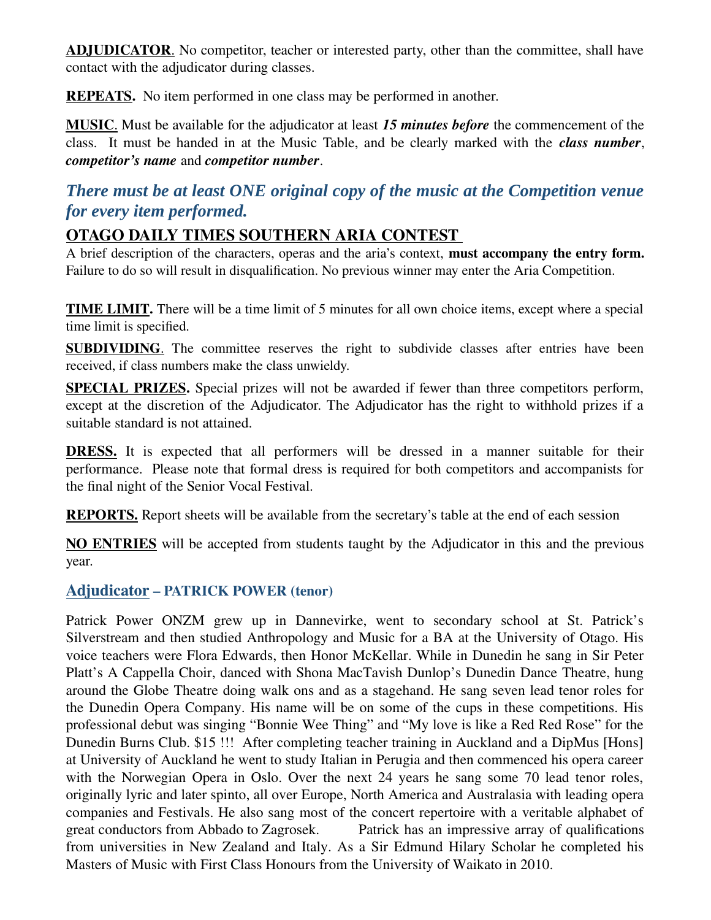**ADJUDICATOR**. No competitor, teacher or interested party, other than the committee, shall have contact with the adjudicator during classes.

**REPEATS.** No item performed in one class may be performed in another.

**MUSIC**. Must be available for the adjudicator at least ***15 minutes before*** the commencement of the class. It must be handed in at the Music Table, and be clearly marked with the ***class number***, ***competitor's name*** and ***competitor number***.

***There must be at least ONE original copy of the music at the Competition venue for every item performed.***

## OTAGO DAILY TIMES SOUTHERN ARIA CONTEST

A brief description of the characters, operas and the aria's context, **must accompany the entry form.** Failure to do so will result in disqualification. No previous winner may enter the Aria Competition.

**TIME LIMIT.** There will be a time limit of 5 minutes for all own choice items, except where a special time limit is specified.

**SUBDIVIDING**. The committee reserves the right to subdivide classes after entries have been received, if class numbers make the class unwieldy.

**SPECIAL PRIZES.** Special prizes will not be awarded if fewer than three competitors perform, except at the discretion of the Adjudicator. The Adjudicator has the right to withhold prizes if a suitable standard is not attained.

**DRESS.** It is expected that all performers will be dressed in a manner suitable for their performance. Please note that formal dress is required for both competitors and accompanists for the final night of the Senior Vocal Festival.

**REPORTS.** Report sheets will be available from the secretary's table at the end of each session

**NO ENTRIES** will be accepted from students taught by the Adjudicator in this and the previous year.

## Adjudicator – PATRICK POWER (tenor)

Patrick Power ONZM grew up in Dannevirke, went to secondary school at St. Patrick's Silverstream and then studied Anthropology and Music for a BA at the University of Otago. His voice teachers were Flora Edwards, then Honor McKellar. While in Dunedin he sang in Sir Peter Platt's A Cappella Choir, danced with Shona MacTavish Dunlop's Dunedin Dance Theatre, hung around the Globe Theatre doing walk ons and as a stagehand. He sang seven lead tenor roles for the Dunedin Opera Company. His name will be on some of the cups in these competitions. His professional debut was singing "Bonnie Wee Thing" and "My love is like a Red Red Rose" for the Dunedin Burns Club. $15 !!! After completing teacher training in Auckland and a DipMus [Hons] at University of Auckland he went to study Italian in Perugia and then commenced his opera career with the Norwegian Opera in Oslo. Over the next 24 years he sang some 70 lead tenor roles, originally lyric and later spinto, all over Europe, North America and Australasia with leading opera companies and Festivals. He also sang most of the concert repertoire with a veritable alphabet of great conductors from Abbado to Zagrosek. Patrick has an impressive array of qualifications from universities in New Zealand and Italy. As a Sir Edmund Hilary Scholar he completed his Masters of Music with First Class Honours from the University of Waikato in 2010.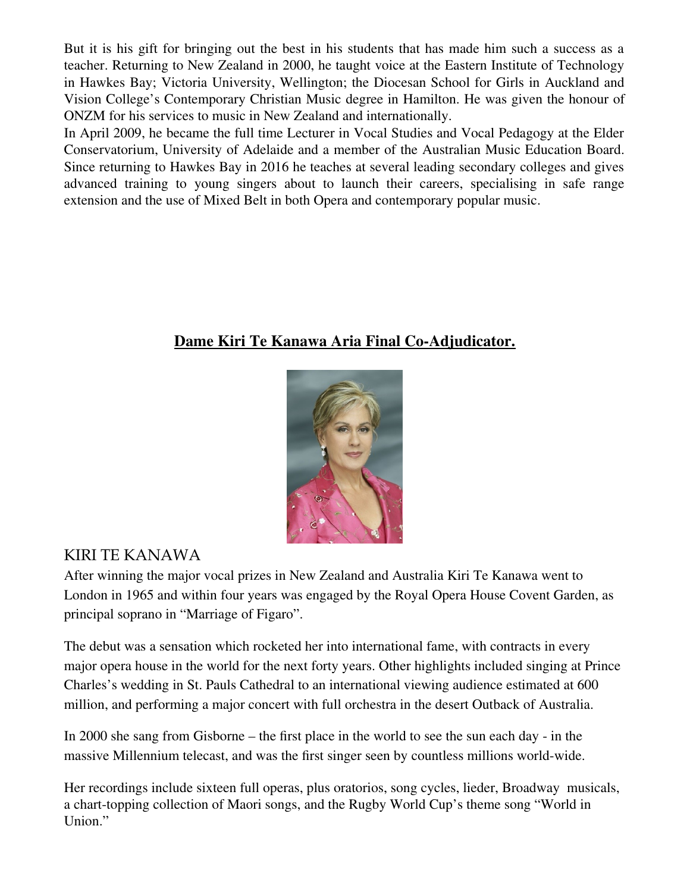But it is his gift for bringing out the best in his students that has made him such a success as a teacher. Returning to New Zealand in 2000, he taught voice at the Eastern Institute of Technology in Hawkes Bay; Victoria University, Wellington; the Diocesan School for Girls in Auckland and Vision College's Contemporary Christian Music degree in Hamilton. He was given the honour of ONZM for his services to music in New Zealand and internationally.
In April 2009, he became the full time Lecturer in Vocal Studies and Vocal Pedagogy at the Elder Conservatorium, University of Adelaide and a member of the Australian Music Education Board. Since returning to Hawkes Bay in 2016 he teaches at several leading secondary colleges and gives advanced training to young singers about to launch their careers, specialising in safe range extension and the use of Mixed Belt in both Opera and contemporary popular music.

## **Dame Kiri Te Kanawa Aria Final Co-Adjudicator.**

### KIRI TE KANAWA

After winning the major vocal prizes in New Zealand and Australia Kiri Te Kanawa went to London in 1965 and within four years was engaged by the Royal Opera House Covent Garden, as principal soprano in "Marriage of Figaro".

The debut was a sensation which rocketed her into international fame, with contracts in every major opera house in the world for the next forty years. Other highlights included singing at Prince Charles's wedding in St. Pauls Cathedral to an international viewing audience estimated at 600 million, and performing a major concert with full orchestra in the desert Outback of Australia.

In 2000 she sang from Gisborne – the first place in the world to see the sun each day - in the massive Millennium telecast, and was the first singer seen by countless millions world-wide.

Her recordings include sixteen full operas, plus oratorios, song cycles, lieder, Broadway musicals, a chart-topping collection of Maori songs, and the Rugby World Cup's theme song "World in Union."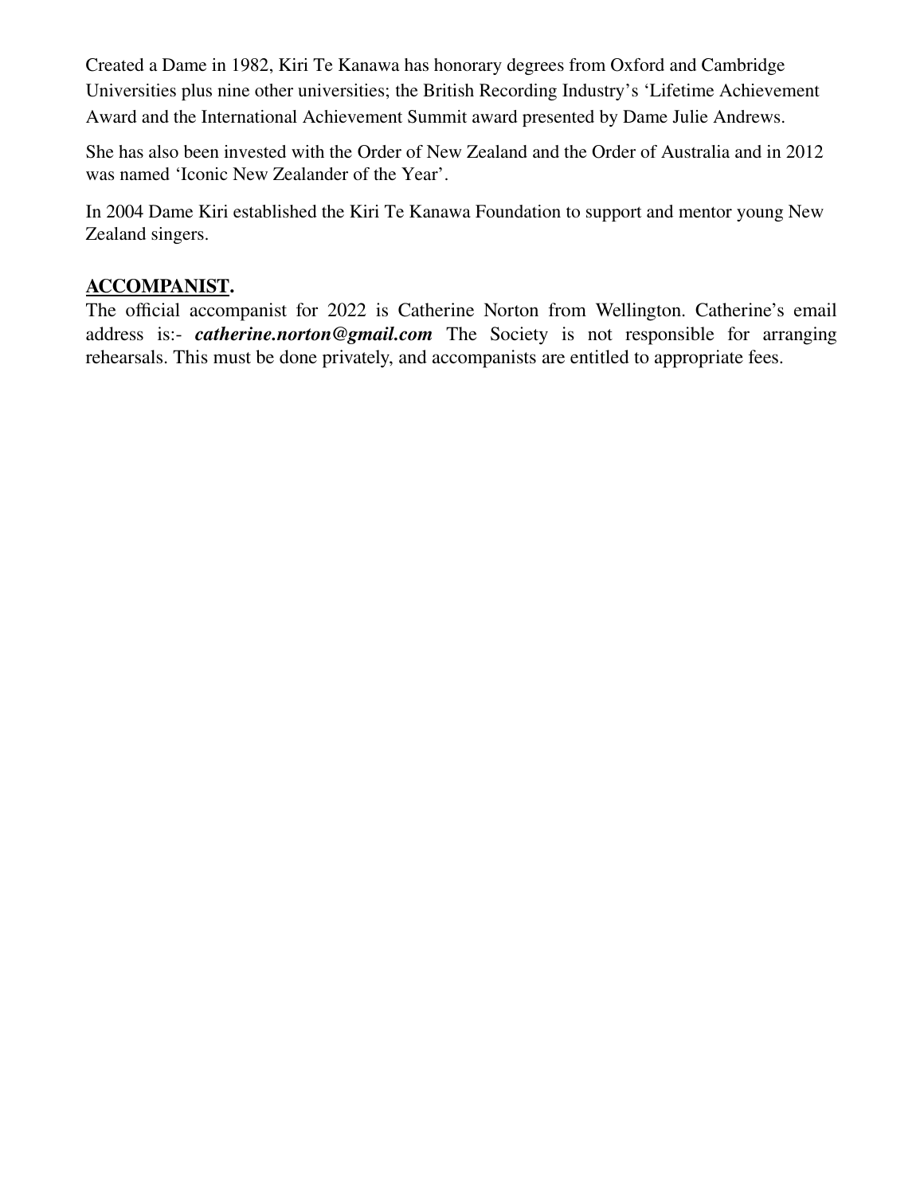Created a Dame in 1982, Kiri Te Kanawa has honorary degrees from Oxford and Cambridge Universities plus nine other universities; the British Recording Industry's 'Lifetime Achievement Award and the International Achievement Summit award presented by Dame Julie Andrews.

She has also been invested with the Order of New Zealand and the Order of Australia and in 2012 was named 'Iconic New Zealander of the Year'.

In 2004 Dame Kiri established the Kiri Te Kanawa Foundation to support and mentor young New Zealand singers.

**ACCOMPANIST.**

The official accompanist for 2022 is Catherine Norton from Wellington. Catherine's email address is:- ***catherine.norton@gmail.com*** The Society is not responsible for arranging rehearsals. This must be done privately, and accompanists are entitled to appropriate fees.